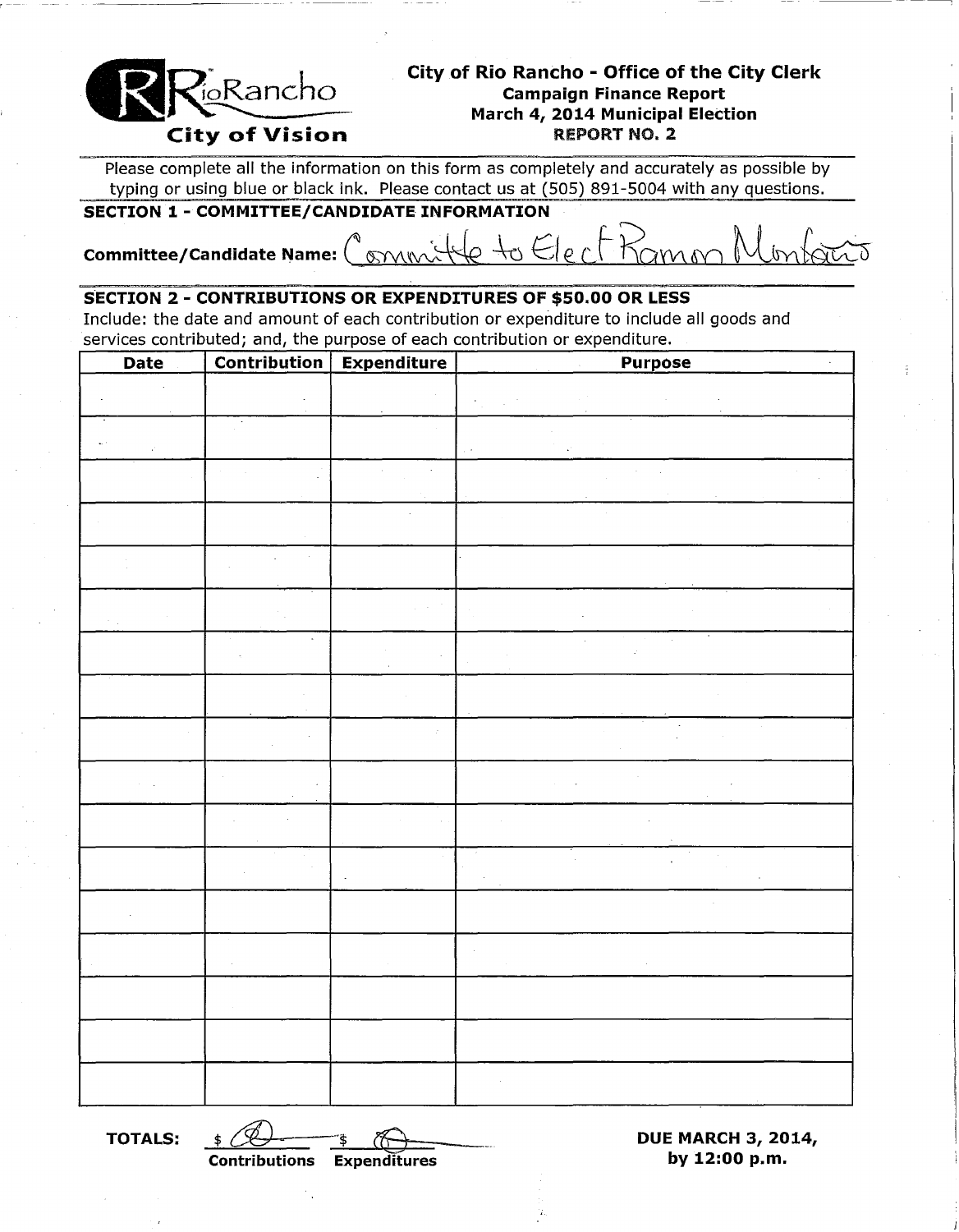RioRancho City of Vision

# City of Rio Rancho - Office of the City Clerk

**Campaign Finance Report**
**March 4, 2014 Municipal Election**
**REPORT NO. 2**

Please complete all the information on this form as completely and accurately as possible by typing or using blue or black ink. Please contact us at (505) 891-5004 with any questions.

## SECTION 1 - COMMITTEE/CANDIDATE INFORMATION

**Committee/Candidate Name:** Committe to Elect Ramon Montano

## SECTION 2 - CONTRIBUTIONS OR EXPENDITURES OF $50.00 OR LESS

Include: the date and amount of each contribution or expenditure to include all goods and services contributed; and, the purpose of each contribution or expenditure.

| Date | Contribution | Expenditure | Purpose |
|---|---|---|---|
| | | | |
| | | | |
| | | | |
| | | | |
| | | | |
| | | | |
| | | | |
| | | | |
| | | | |
| | | | |
| | | | |
| | | | |
| | | | |
| | | | |
| | | | |
| | | | |
| | | | |

**TOTALS:** $ 0 (**Contributions**) $ 0 (**Expenditures**)

**DUE MARCH 3, 2014, by 12:00 p.m.**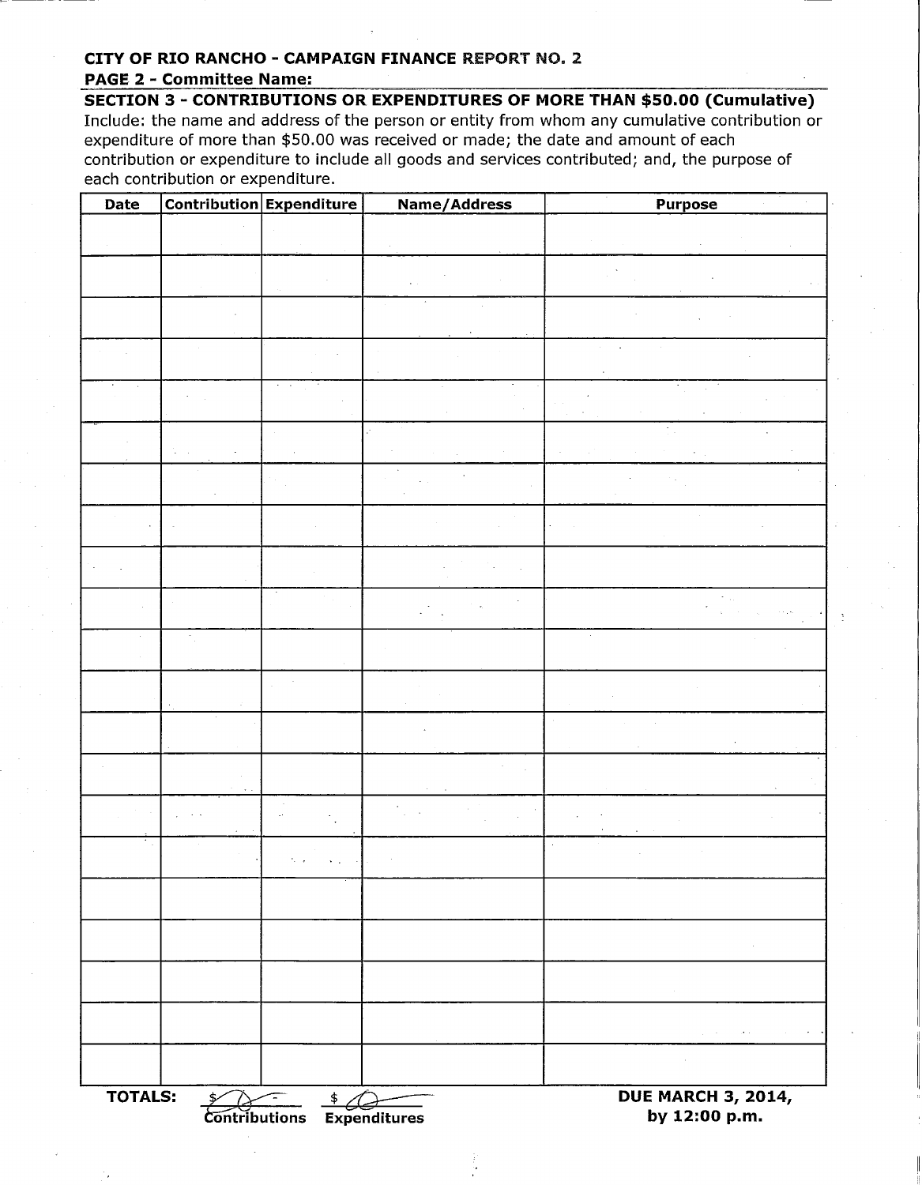**CITY OF RIO RANCHO - CAMPAIGN FINANCE REPORT NO. 2**

**PAGE 2 - Committee Name:**

**SECTION 3 - CONTRIBUTIONS OR EXPENDITURES OF MORE THAN $50.00 (Cumulative)**

Include: the name and address of the person or entity from whom any cumulative contribution or expenditure of more than $50.00 was received or made; the date and amount of each contribution or expenditure to include all goods and services contributed; and, the purpose of each contribution or expenditure.

| Date | Contribution | Expenditure | Name/Address | Purpose |
|---|---|---|---|---|
| | | | | |
| | | | | |
| | | | | |
| | | | | |
| | | | | |
| | | | | |
| | | | | |
| | | | | |
| | | | | |
| | | | | |
| | | | | |
| | | | | |
| | | | | |
| | | | | |
| | | | | |
| | | | | |
| | | | | |
| | | | | |
| | | | | |
| | | | | |
| | | | | |

**TOTALS:** $ 0 - Contributions $ 0 Expenditures

**DUE MARCH 3, 2014, by 12:00 p.m.**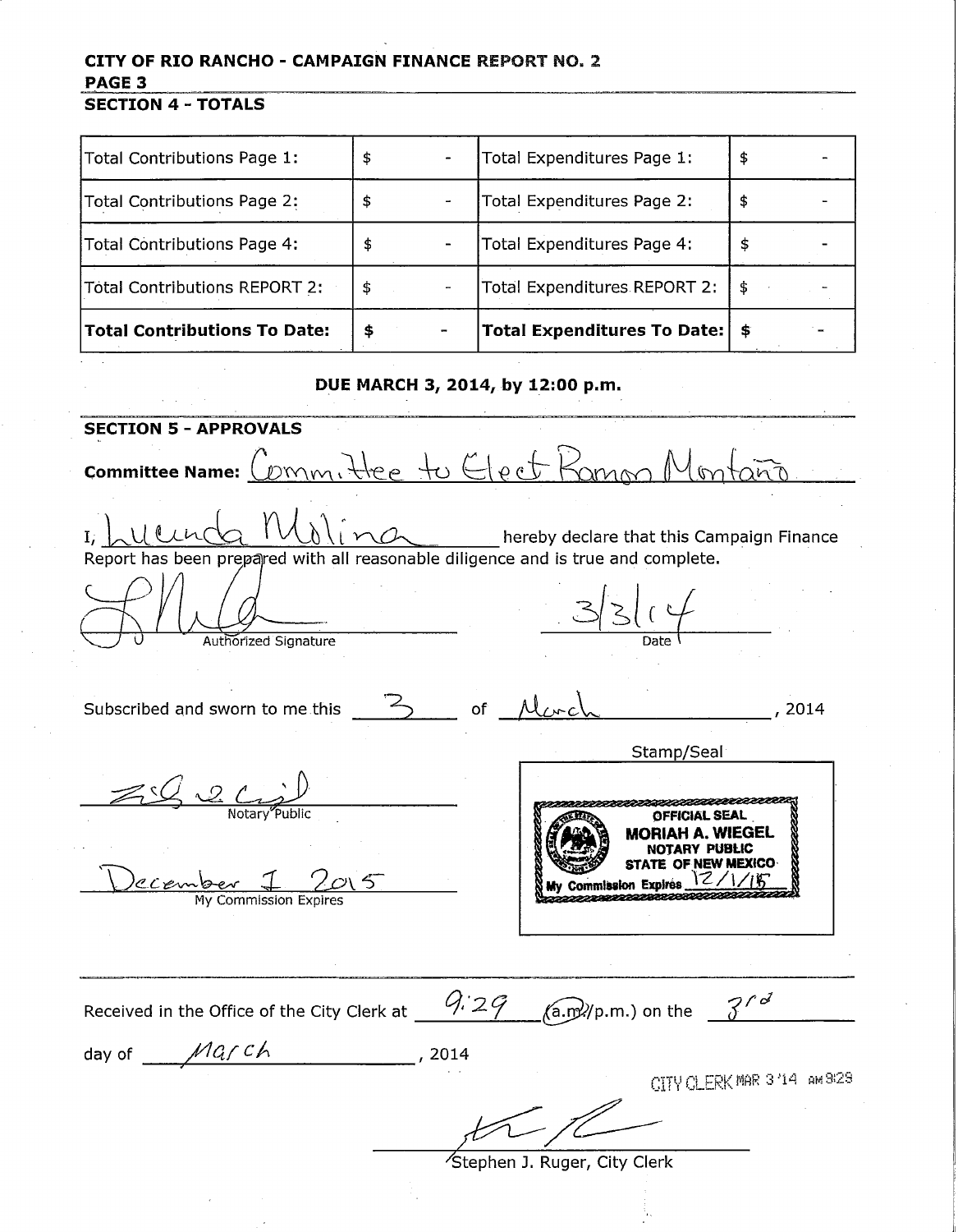**CITY OF RIO RANCHO - CAMPAIGN FINANCE REPORT NO. 2**

**PAGE 3**

**SECTION 4 - TOTALS**

| | | | |
|---|---|---|---|
| Total Contributions Page 1: | $ - | Total Expenditures Page 1: | $ - |
| Total Contributions Page 2: | $ - | Total Expenditures Page 2: | $ - |
| Total Contributions Page 4: | $ - | Total Expenditures Page 4: | $ - |
| Total Contributions REPORT 2: | $ - | Total Expenditures REPORT 2: | $ - |
| **Total Contributions To Date:** | **$ -** | **Total Expenditures To Date:** | **$ -** |

**DUE MARCH 3, 2014, by 12:00 p.m.**

**SECTION 5 - APPROVALS**

**Committee Name:** Committee to Elect Ramon Montaño

I, Lucinda Molina hereby declare that this Campaign Finance Report has been prepared with all reasonable diligence and is true and complete.

[Signature]
Authorized Signature

3/3/14
Date

Subscribed and sworn to me this 3 of March, 2014

[Signature]
Notary Public

December 1 2015
My Commission Expires

Stamp/Seal

OFFICIAL SEAL
MORIAH A. WIEGEL
NOTARY PUBLIC
STATE OF NEW MEXICO
My Commission Expires 12/1/15

Received in the Office of the City Clerk at 9:29 (a.m./p.m.) on the 3rd day of March, 2014

CITY CLERK MAR 3 '14 AM 9:29

[Signature]
Stephen J. Ruger, City Clerk